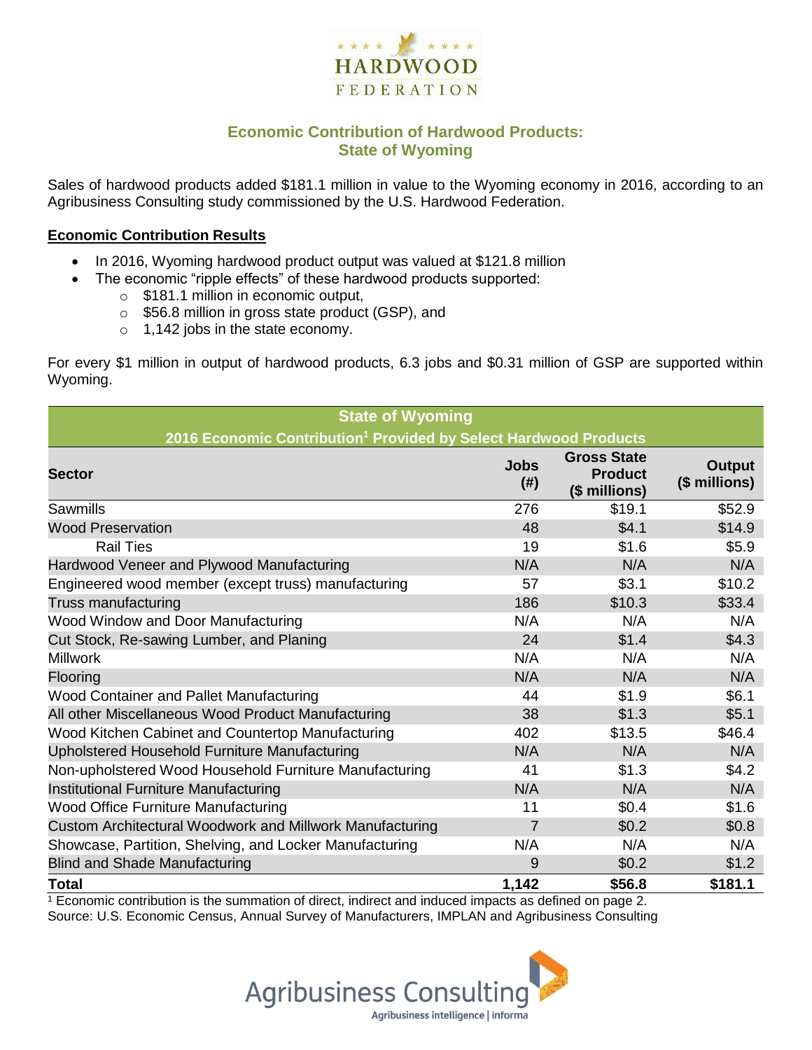HARDWOOD FEDERATION

## Economic Contribution of Hardwood Products: State of Wyoming

Sales of hardwood products added $181.1 million in value to the Wyoming economy in 2016, according to an Agribusiness Consulting study commissioned by the U.S. Hardwood Federation.

**Economic Contribution Results**

- In 2016, Wyoming hardwood product output was valued at $121.8 million
- The economic "ripple effects" of these hardwood products supported:
  - $181.1 million in economic output,
  - $56.8 million in gross state product (GSP), and
  - 1,142 jobs in the state economy.

For every $1 million in output of hardwood products, 6.3 jobs and $0.31 million of GSP are supported within Wyoming.

| State of Wyoming<br>2016 Economic Contribution[1] Provided by Select Hardwood Products | | | |
|---|---|---|---|
| **Sector** | **Jobs (#)** | **Gross State Product ($ millions)** | **Output ($ millions)** |
| Sawmills | 276 | $19.1 | $52.9 |
| Wood Preservation | 48 | $4.1 | $14.9 |
| Rail Ties | 19 | $1.6 | $5.9 |
| Hardwood Veneer and Plywood Manufacturing | N/A | N/A | N/A |
| Engineered wood member (except truss) manufacturing | 57 | $3.1 | $10.2 |
| Truss manufacturing | 186 | $10.3 | $33.4 |
| Wood Window and Door Manufacturing | N/A | N/A | N/A |
| Cut Stock, Re-sawing Lumber, and Planing | 24 | $1.4 | $4.3 |
| Millwork | N/A | N/A | N/A |
| Flooring | N/A | N/A | N/A |
| Wood Container and Pallet Manufacturing | 44 | $1.9 | $6.1 |
| All other Miscellaneous Wood Product Manufacturing | 38 | $1.3 | $5.1 |
| Wood Kitchen Cabinet and Countertop Manufacturing | 402 | $13.5 | $46.4 |
| Upholstered Household Furniture Manufacturing | N/A | N/A | N/A |
| Non-upholstered Wood Household Furniture Manufacturing | 41 | $1.3 | $4.2 |
| Institutional Furniture Manufacturing | N/A | N/A | N/A |
| Wood Office Furniture Manufacturing | 11 | $0.4 | $1.6 |
| Custom Architectural Woodwork and Millwork Manufacturing | 7 | $0.2 | $0.8 |
| Showcase, Partition, Shelving, and Locker Manufacturing | N/A | N/A | N/A |
| Blind and Shade Manufacturing | 9 | $0.2 | $1.2 |
| **Total** | **1,142** | **$56.8** | **$181.1** |

[1] Economic contribution is the summation of direct, indirect and induced impacts as defined on page 2.
Source: U.S. Economic Census, Annual Survey of Manufacturers, IMPLAN and Agribusiness Consulting

Agribusiness Consulting
Agribusiness intelligence | informa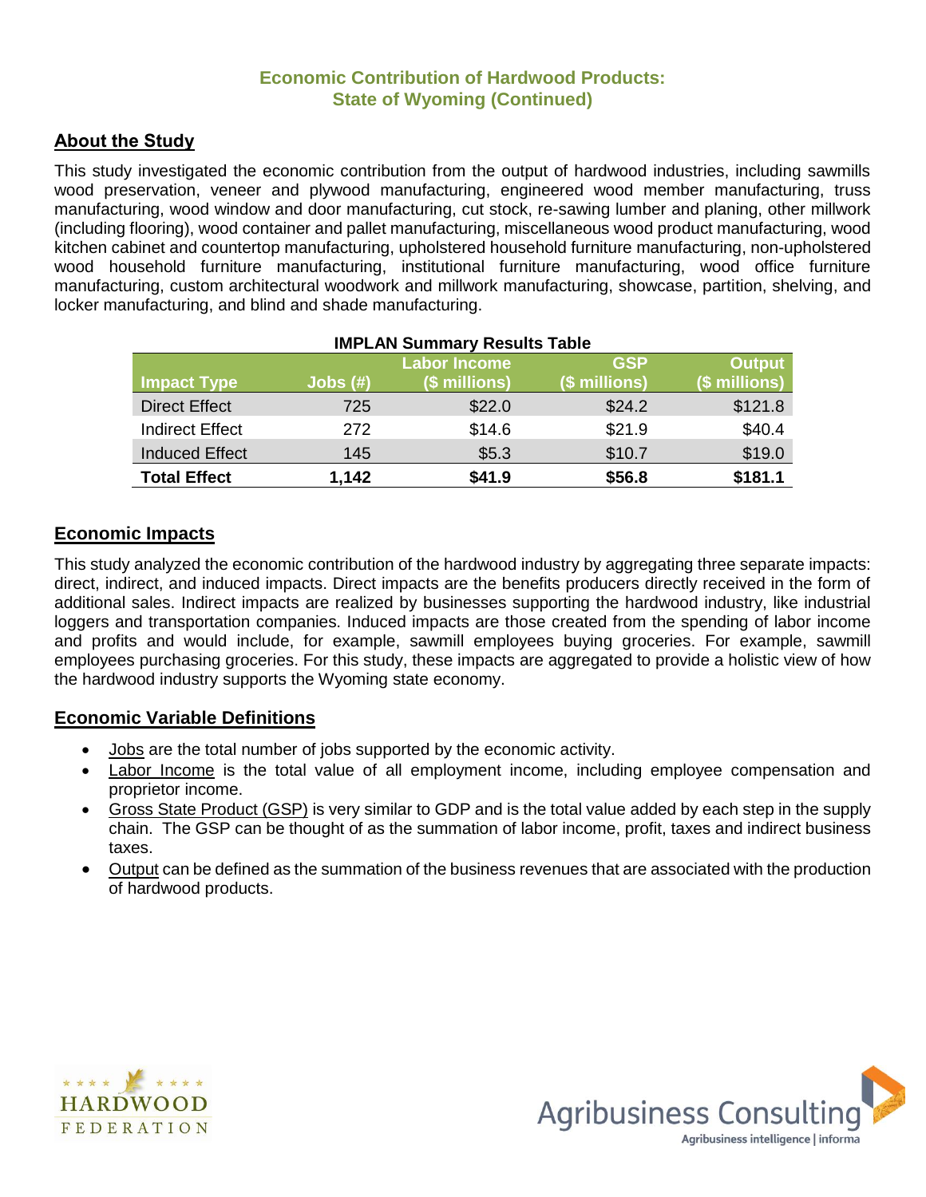## Economic Contribution of Hardwood Products: State of Wyoming (Continued)

### About the Study

This study investigated the economic contribution from the output of hardwood industries, including sawmills wood preservation, veneer and plywood manufacturing, engineered wood member manufacturing, truss manufacturing, wood window and door manufacturing, cut stock, re-sawing lumber and planing, other millwork (including flooring), wood container and pallet manufacturing, miscellaneous wood product manufacturing, wood kitchen cabinet and countertop manufacturing, upholstered household furniture manufacturing, non-upholstered wood household furniture manufacturing, institutional furniture manufacturing, wood office furniture manufacturing, custom architectural woodwork and millwork manufacturing, showcase, partition, shelving, and locker manufacturing, and blind and shade manufacturing.

**IMPLAN Summary Results Table**

| Impact Type | Jobs (#) | Labor Income ($ millions) | GSP ($ millions) | Output ($ millions) |
|---|---|---|---|---|
| Direct Effect | 725 | $22.0 | $24.2 | $121.8 |
| Indirect Effect | 272 | $14.6 | $21.9 | $40.4 |
| Induced Effect | 145 | $5.3 | $10.7 | $19.0 |
| **Total Effect** | **1,142** | **$41.9** | **$56.8** | **$181.1** |

### Economic Impacts

This study analyzed the economic contribution of the hardwood industry by aggregating three separate impacts: direct, indirect, and induced impacts. Direct impacts are the benefits producers directly received in the form of additional sales. Indirect impacts are realized by businesses supporting the hardwood industry, like industrial loggers and transportation companies. Induced impacts are those created from the spending of labor income and profits and would include, for example, sawmill employees buying groceries. For example, sawmill employees purchasing groceries. For this study, these impacts are aggregated to provide a holistic view of how the hardwood industry supports the Wyoming state economy.

### Economic Variable Definitions

- Jobs are the total number of jobs supported by the economic activity.
- Labor Income is the total value of all employment income, including employee compensation and proprietor income.
- Gross State Product (GSP) is very similar to GDP and is the total value added by each step in the supply chain. The GSP can be thought of as the summation of labor income, profit, taxes and indirect business taxes.
- Output can be defined as the summation of the business revenues that are associated with the production of hardwood products.

HARDWOOD FEDERATION

Agribusiness Consulting
Agribusiness intelligence | informa